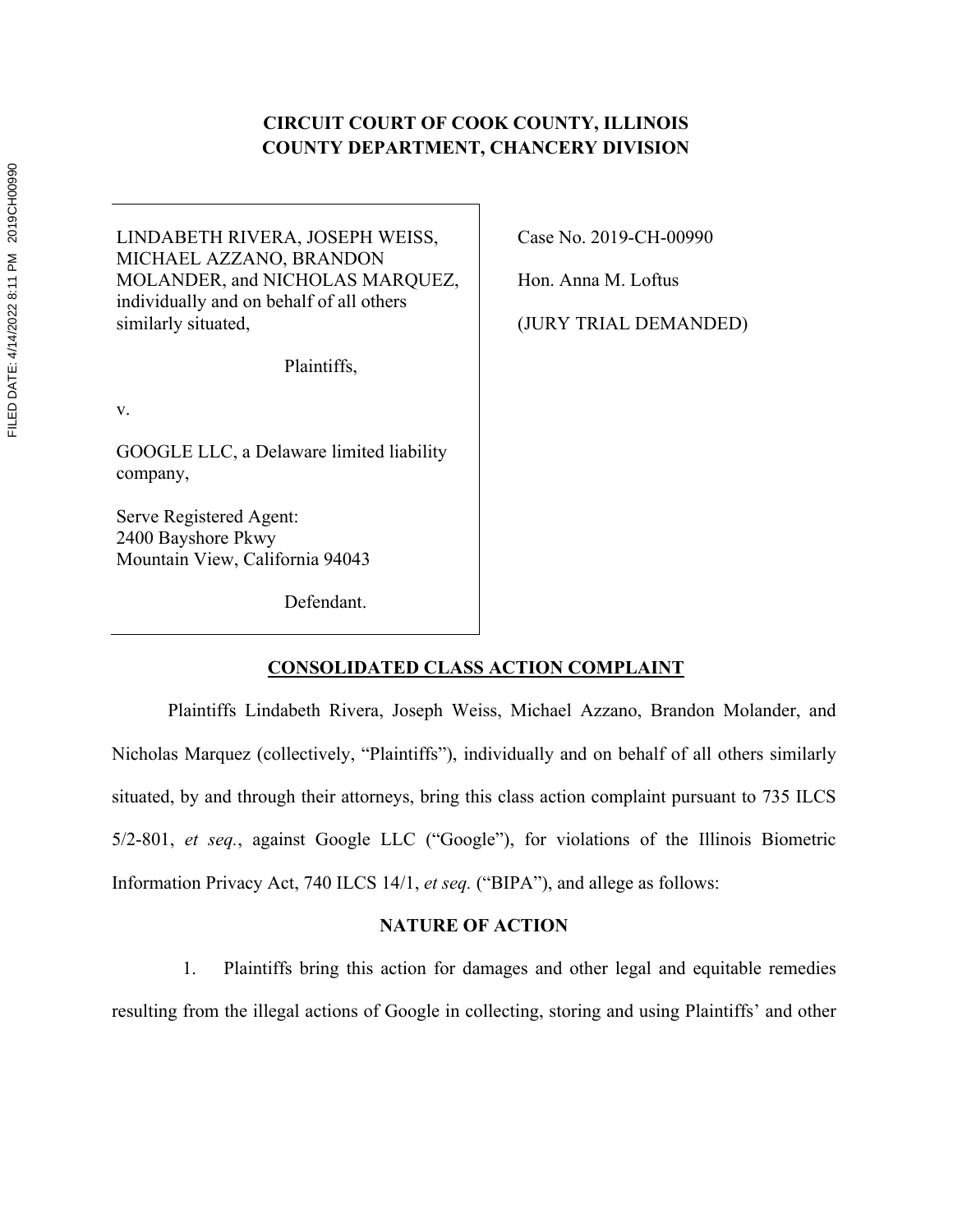**CIRCUIT COURT OF COOK COUNTY, ILLINOIS**
**COUNTY DEPARTMENT, CHANCERY DIVISION**

| | |
|---|---|
| LINDABETH RIVERA, JOSEPH WEISS, MICHAEL AZZANO, BRANDON MOLANDER, and NICHOLAS MARQUEZ, individually and on behalf of all others similarly situated,<br><br>Plaintiffs,<br><br>v.<br><br>GOOGLE LLC, a Delaware limited liability company,<br><br>Serve Registered Agent:<br>2400 Bayshore Pkwy<br>Mountain View, California 94043<br><br>Defendant. | Case No. 2019-CH-00990<br><br>Hon. Anna M. Loftus<br><br>(JURY TRIAL DEMANDED) |

**CONSOLIDATED CLASS ACTION COMPLAINT**

Plaintiffs Lindabeth Rivera, Joseph Weiss, Michael Azzano, Brandon Molander, and Nicholas Marquez (collectively, "Plaintiffs"), individually and on behalf of all others similarly situated, by and through their attorneys, bring this class action complaint pursuant to 735 ILCS 5/2-801, *et seq.*, against Google LLC ("Google"), for violations of the Illinois Biometric Information Privacy Act, 740 ILCS 14/1, *et seq.* ("BIPA"), and allege as follows:

**NATURE OF ACTION**

1. Plaintiffs bring this action for damages and other legal and equitable remedies resulting from the illegal actions of Google in collecting, storing and using Plaintiffs' and other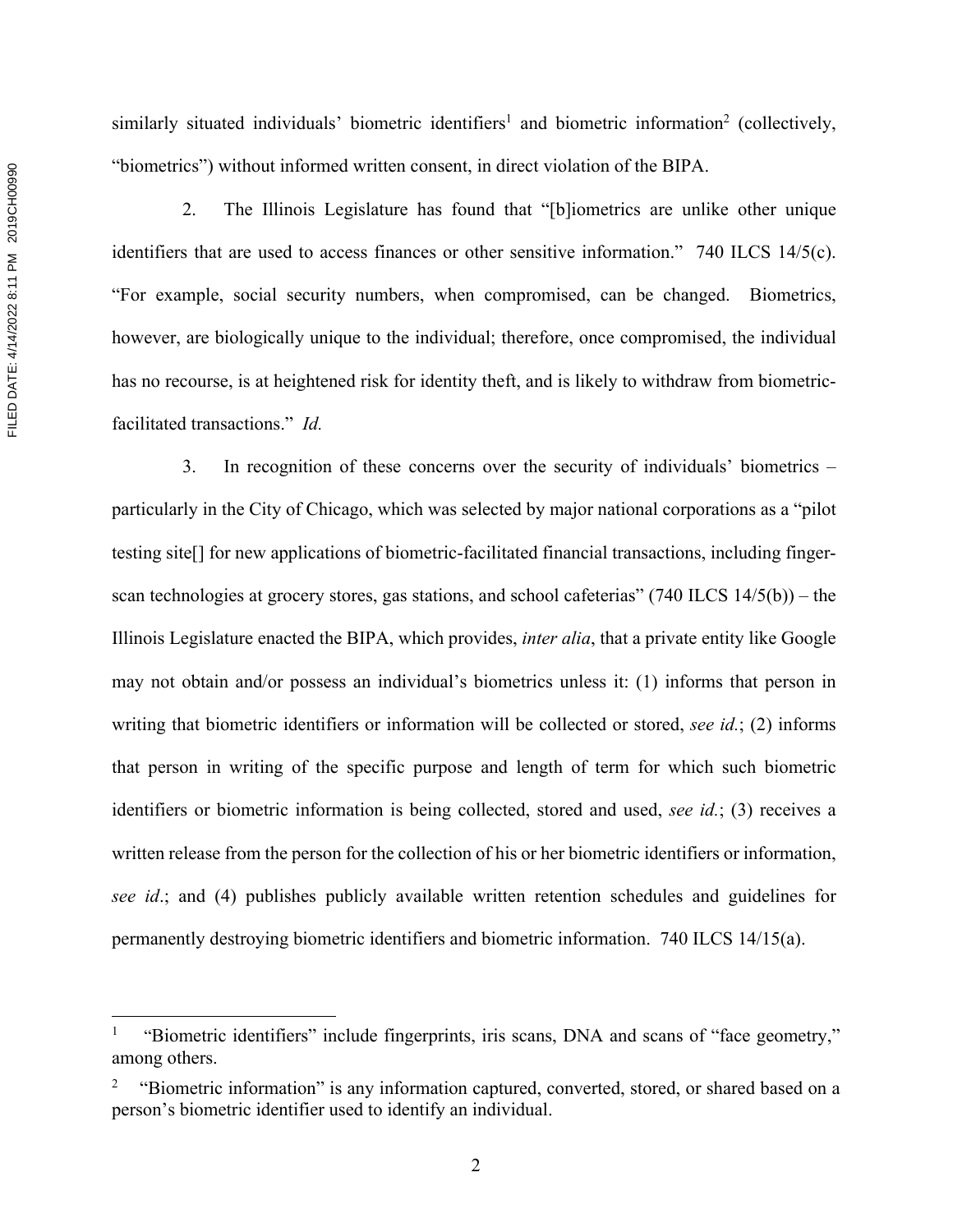similarly situated individuals' biometric identifiers[1] and biometric information[2] (collectively, "biometrics") without informed written consent, in direct violation of the BIPA.

2. The Illinois Legislature has found that "[b]iometrics are unlike other unique identifiers that are used to access finances or other sensitive information." 740 ILCS 14/5(c). "For example, social security numbers, when compromised, can be changed. Biometrics, however, are biologically unique to the individual; therefore, once compromised, the individual has no recourse, is at heightened risk for identity theft, and is likely to withdraw from biometric-facilitated transactions." *Id.*

3. In recognition of these concerns over the security of individuals' biometrics – particularly in the City of Chicago, which was selected by major national corporations as a "pilot testing site[] for new applications of biometric-facilitated financial transactions, including finger-scan technologies at grocery stores, gas stations, and school cafeterias" (740 ILCS 14/5(b)) – the Illinois Legislature enacted the BIPA, which provides, *inter alia*, that a private entity like Google may not obtain and/or possess an individual's biometrics unless it: (1) informs that person in writing that biometric identifiers or information will be collected or stored, *see id.*; (2) informs that person in writing of the specific purpose and length of term for which such biometric identifiers or biometric information is being collected, stored and used, *see id.*; (3) receives a written release from the person for the collection of his or her biometric identifiers or information, *see id*.; and (4) publishes publicly available written retention schedules and guidelines for permanently destroying biometric identifiers and biometric information. 740 ILCS 14/15(a).

---

[1] "Biometric identifiers" include fingerprints, iris scans, DNA and scans of "face geometry," among others.

[2] "Biometric information" is any information captured, converted, stored, or shared based on a person's biometric identifier used to identify an individual.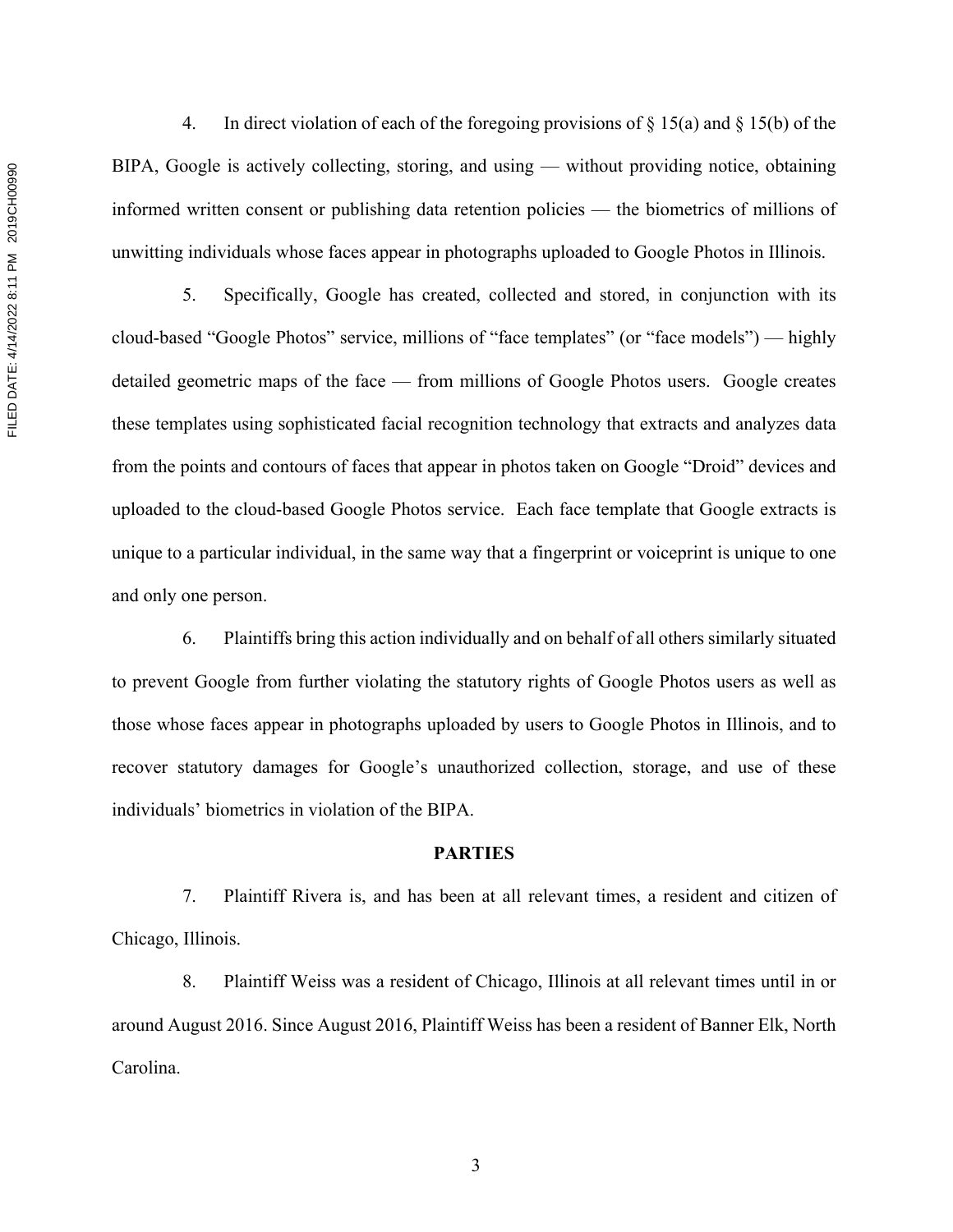4. In direct violation of each of the foregoing provisions of § 15(a) and § 15(b) of the BIPA, Google is actively collecting, storing, and using — without providing notice, obtaining informed written consent or publishing data retention policies — the biometrics of millions of unwitting individuals whose faces appear in photographs uploaded to Google Photos in Illinois.

5. Specifically, Google has created, collected and stored, in conjunction with its cloud-based "Google Photos" service, millions of "face templates" (or "face models") — highly detailed geometric maps of the face — from millions of Google Photos users. Google creates these templates using sophisticated facial recognition technology that extracts and analyzes data from the points and contours of faces that appear in photos taken on Google "Droid" devices and uploaded to the cloud-based Google Photos service. Each face template that Google extracts is unique to a particular individual, in the same way that a fingerprint or voiceprint is unique to one and only one person.

6. Plaintiffs bring this action individually and on behalf of all others similarly situated to prevent Google from further violating the statutory rights of Google Photos users as well as those whose faces appear in photographs uploaded by users to Google Photos in Illinois, and to recover statutory damages for Google's unauthorized collection, storage, and use of these individuals' biometrics in violation of the BIPA.

## PARTIES

7. Plaintiff Rivera is, and has been at all relevant times, a resident and citizen of Chicago, Illinois.

8. Plaintiff Weiss was a resident of Chicago, Illinois at all relevant times until in or around August 2016. Since August 2016, Plaintiff Weiss has been a resident of Banner Elk, North Carolina.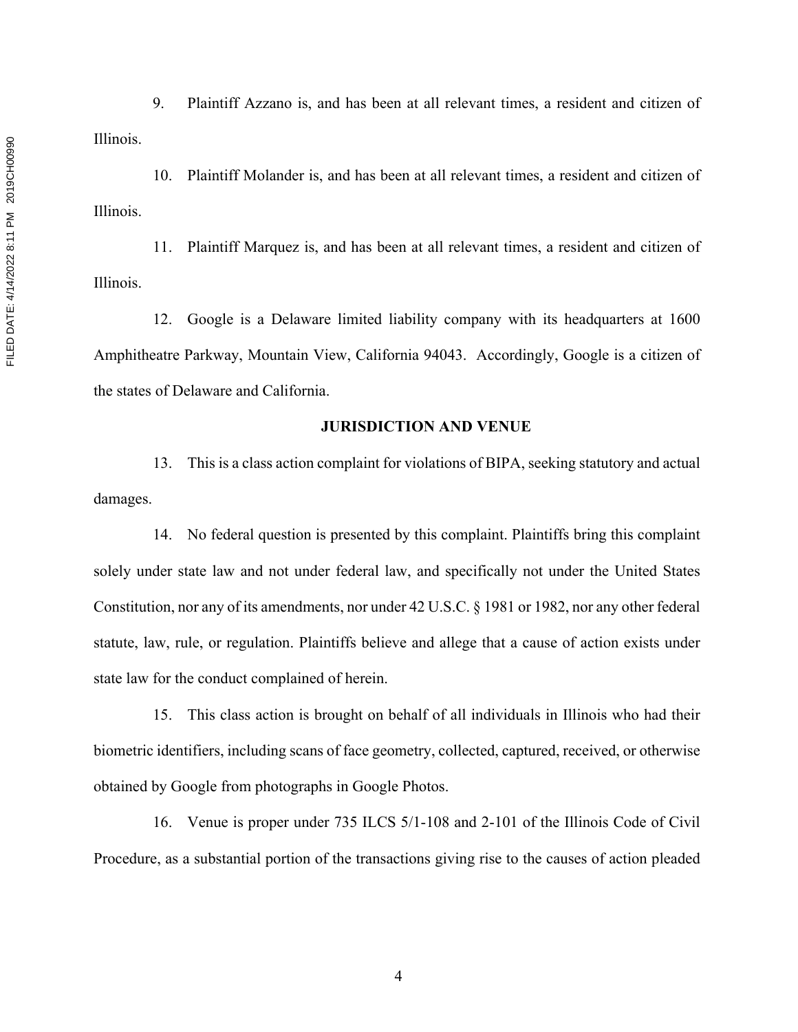9. Plaintiff Azzano is, and has been at all relevant times, a resident and citizen of Illinois.

10. Plaintiff Molander is, and has been at all relevant times, a resident and citizen of Illinois.

11. Plaintiff Marquez is, and has been at all relevant times, a resident and citizen of Illinois.

12. Google is a Delaware limited liability company with its headquarters at 1600 Amphitheatre Parkway, Mountain View, California 94043. Accordingly, Google is a citizen of the states of Delaware and California.

**JURISDICTION AND VENUE**

13. This is a class action complaint for violations of BIPA, seeking statutory and actual damages.

14. No federal question is presented by this complaint. Plaintiffs bring this complaint solely under state law and not under federal law, and specifically not under the United States Constitution, nor any of its amendments, nor under 42 U.S.C. § 1981 or 1982, nor any other federal statute, law, rule, or regulation. Plaintiffs believe and allege that a cause of action exists under state law for the conduct complained of herein.

15. This class action is brought on behalf of all individuals in Illinois who had their biometric identifiers, including scans of face geometry, collected, captured, received, or otherwise obtained by Google from photographs in Google Photos.

16. Venue is proper under 735 ILCS 5/1-108 and 2-101 of the Illinois Code of Civil Procedure, as a substantial portion of the transactions giving rise to the causes of action pleaded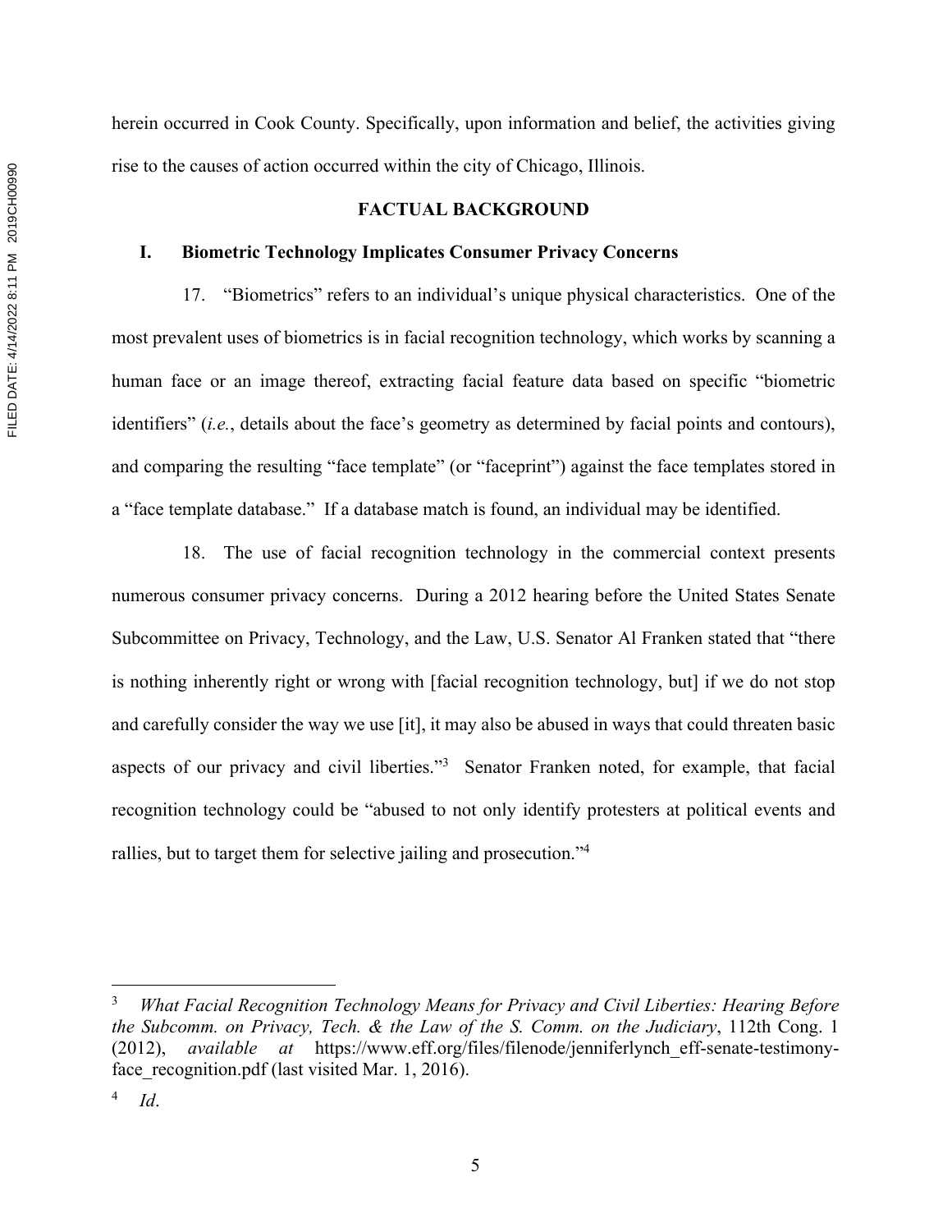herein occurred in Cook County. Specifically, upon information and belief, the activities giving rise to the causes of action occurred within the city of Chicago, Illinois.

## FACTUAL BACKGROUND

### I. Biometric Technology Implicates Consumer Privacy Concerns

17. "Biometrics" refers to an individual's unique physical characteristics. One of the most prevalent uses of biometrics is in facial recognition technology, which works by scanning a human face or an image thereof, extracting facial feature data based on specific "biometric identifiers" (*i.e.*, details about the face's geometry as determined by facial points and contours), and comparing the resulting "face template" (or "faceprint") against the face templates stored in a "face template database." If a database match is found, an individual may be identified.

18. The use of facial recognition technology in the commercial context presents numerous consumer privacy concerns. During a 2012 hearing before the United States Senate Subcommittee on Privacy, Technology, and the Law, U.S. Senator Al Franken stated that "there is nothing inherently right or wrong with [facial recognition technology, but] if we do not stop and carefully consider the way we use [it], it may also be abused in ways that could threaten basic aspects of our privacy and civil liberties."[3] Senator Franken noted, for example, that facial recognition technology could be "abused to not only identify protesters at political events and rallies, but to target them for selective jailing and prosecution."[4]

---

[3] *What Facial Recognition Technology Means for Privacy and Civil Liberties: Hearing Before the Subcomm. on Privacy, Tech. & the Law of the S. Comm. on the Judiciary*, 112th Cong. 1 (2012), *available at* https://www.eff.org/files/filenode/jenniferlynch_eff-senate-testimony-face_recognition.pdf (last visited Mar. 1, 2016).

[4] *Id*.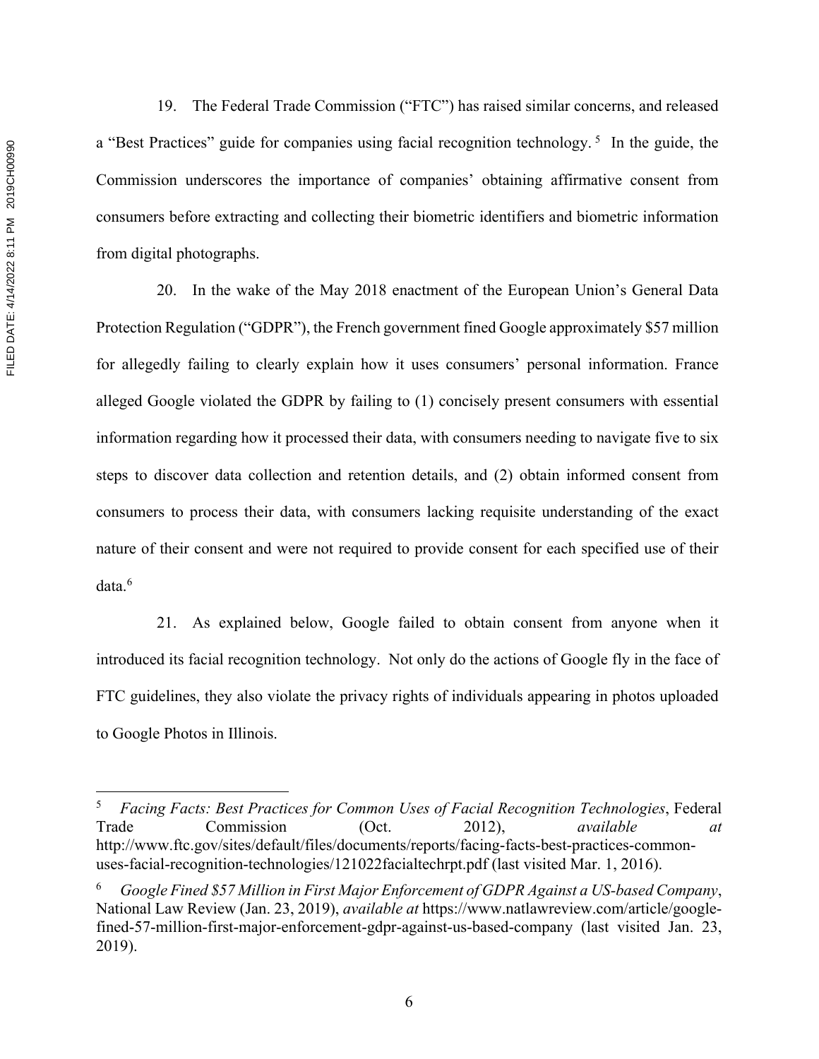19. The Federal Trade Commission ("FTC") has raised similar concerns, and released a "Best Practices" guide for companies using facial recognition technology.[5] In the guide, the Commission underscores the importance of companies' obtaining affirmative consent from consumers before extracting and collecting their biometric identifiers and biometric information from digital photographs.

20. In the wake of the May 2018 enactment of the European Union's General Data Protection Regulation ("GDPR"), the French government fined Google approximately $57 million for allegedly failing to clearly explain how it uses consumers' personal information. France alleged Google violated the GDPR by failing to (1) concisely present consumers with essential information regarding how it processed their data, with consumers needing to navigate five to six steps to discover data collection and retention details, and (2) obtain informed consent from consumers to process their data, with consumers lacking requisite understanding of the exact nature of their consent and were not required to provide consent for each specified use of their data.[6]

21. As explained below, Google failed to obtain consent from anyone when it introduced its facial recognition technology. Not only do the actions of Google fly in the face of FTC guidelines, they also violate the privacy rights of individuals appearing in photos uploaded to Google Photos in Illinois.

---

[5] *Facing Facts: Best Practices for Common Uses of Facial Recognition Technologies*, Federal Trade Commission (Oct. 2012), *available at* http://www.ftc.gov/sites/default/files/documents/reports/facing-facts-best-practices-common-uses-facial-recognition-technologies/121022facialtechrpt.pdf (last visited Mar. 1, 2016).

[6] *Google Fined $57 Million in First Major Enforcement of GDPR Against a US-based Company*, National Law Review (Jan. 23, 2019), *available at* https://www.natlawreview.com/article/google-fined-57-million-first-major-enforcement-gdpr-against-us-based-company (last visited Jan. 23, 2019).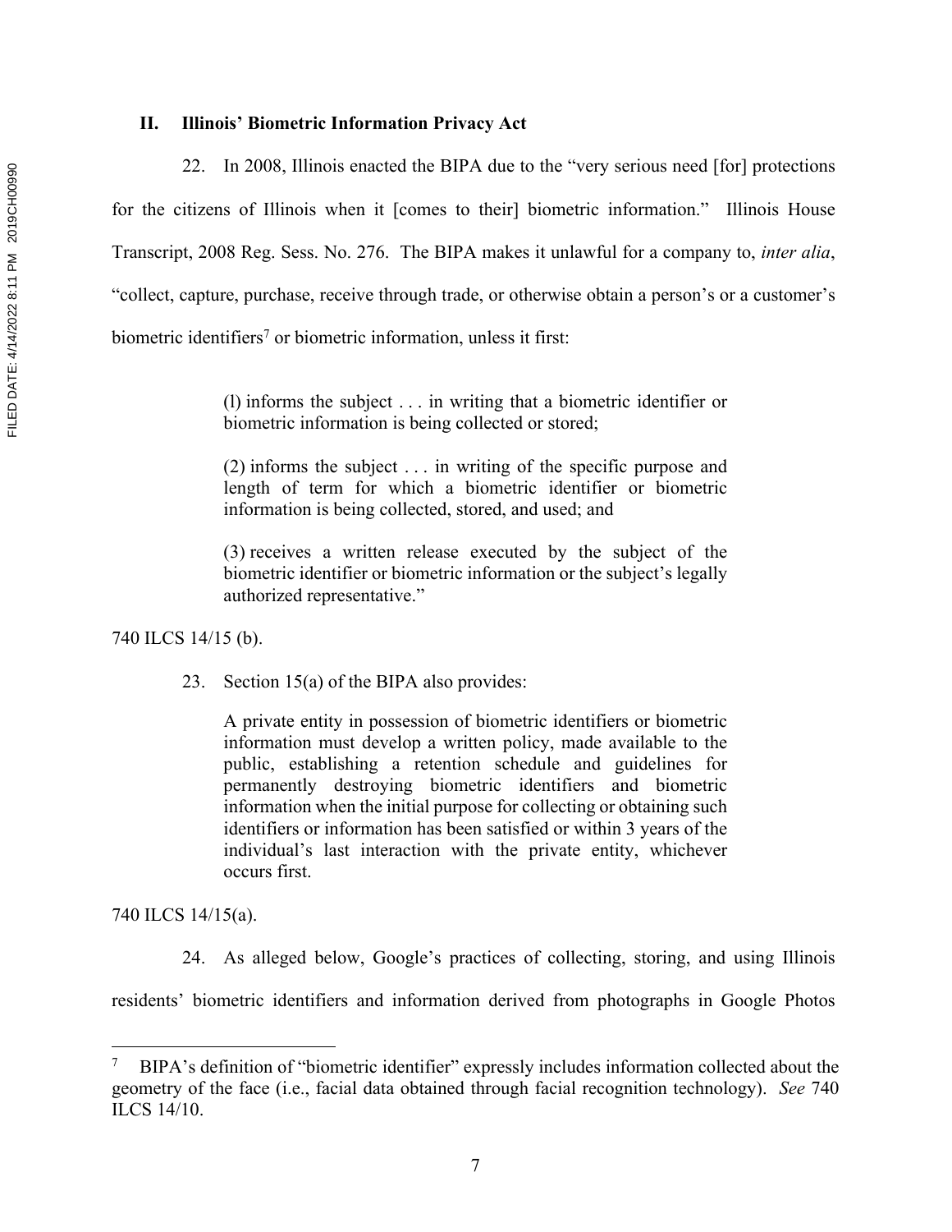## II. Illinois' Biometric Information Privacy Act

22. In 2008, Illinois enacted the BIPA due to the "very serious need [for] protections for the citizens of Illinois when it [comes to their] biometric information." Illinois House Transcript, 2008 Reg. Sess. No. 276. The BIPA makes it unlawful for a company to, *inter alia*, "collect, capture, purchase, receive through trade, or otherwise obtain a person's or a customer's biometric identifiers[7] or biometric information, unless it first:

> (l) informs the subject . . . in writing that a biometric identifier or biometric information is being collected or stored;
>
> (2) informs the subject . . . in writing of the specific purpose and length of term for which a biometric identifier or biometric information is being collected, stored, and used; and
>
> (3) receives a written release executed by the subject of the biometric identifier or biometric information or the subject's legally authorized representative."

740 ILCS 14/15 (b).

23. Section 15(a) of the BIPA also provides:

> A private entity in possession of biometric identifiers or biometric information must develop a written policy, made available to the public, establishing a retention schedule and guidelines for permanently destroying biometric identifiers and biometric information when the initial purpose for collecting or obtaining such identifiers or information has been satisfied or within 3 years of the individual's last interaction with the private entity, whichever occurs first.

740 ILCS 14/15(a).

24. As alleged below, Google's practices of collecting, storing, and using Illinois residents' biometric identifiers and information derived from photographs in Google Photos

---

[7] BIPA's definition of "biometric identifier" expressly includes information collected about the geometry of the face (i.e., facial data obtained through facial recognition technology). *See* 740 ILCS 14/10.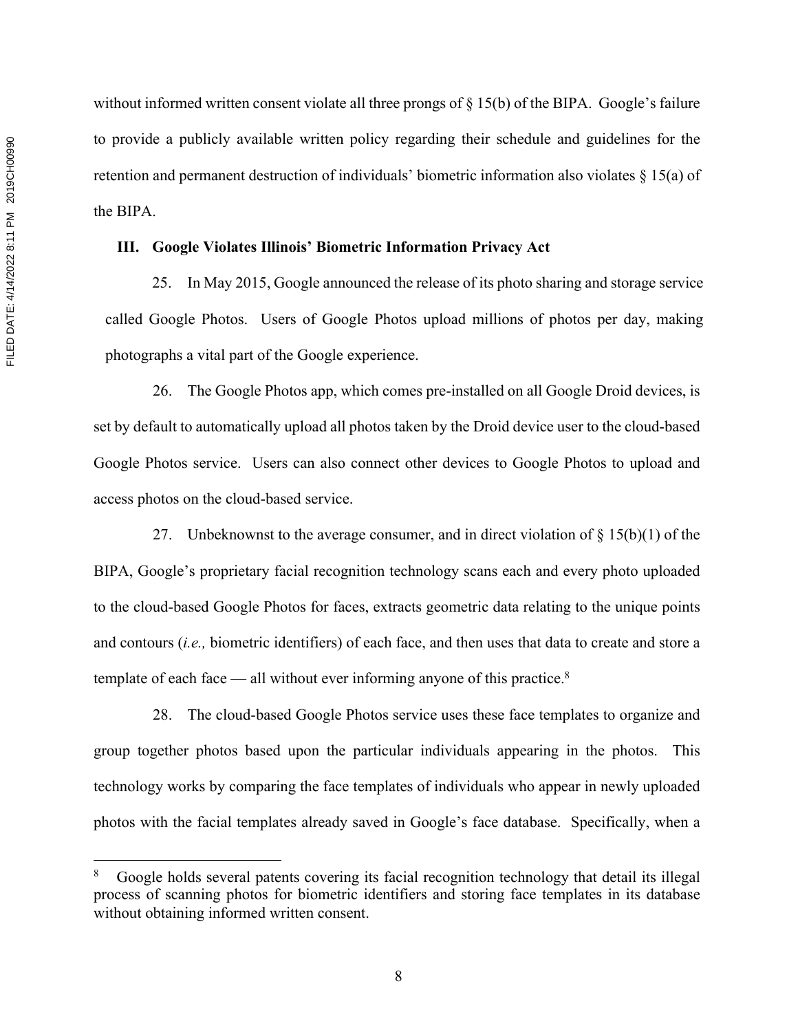without informed written consent violate all three prongs of § 15(b) of the BIPA. Google's failure to provide a publicly available written policy regarding their schedule and guidelines for the retention and permanent destruction of individuals' biometric information also violates § 15(a) of the BIPA.

## III. Google Violates Illinois' Biometric Information Privacy Act

25. In May 2015, Google announced the release of its photo sharing and storage service called Google Photos. Users of Google Photos upload millions of photos per day, making photographs a vital part of the Google experience.

26. The Google Photos app, which comes pre-installed on all Google Droid devices, is set by default to automatically upload all photos taken by the Droid device user to the cloud-based Google Photos service. Users can also connect other devices to Google Photos to upload and access photos on the cloud-based service.

27. Unbeknownst to the average consumer, and in direct violation of § 15(b)(1) of the BIPA, Google's proprietary facial recognition technology scans each and every photo uploaded to the cloud-based Google Photos for faces, extracts geometric data relating to the unique points and contours (*i.e.,* biometric identifiers) of each face, and then uses that data to create and store a template of each face — all without ever informing anyone of this practice.[8]

28. The cloud-based Google Photos service uses these face templates to organize and group together photos based upon the particular individuals appearing in the photos. This technology works by comparing the face templates of individuals who appear in newly uploaded photos with the facial templates already saved in Google's face database. Specifically, when a

---

[8] Google holds several patents covering its facial recognition technology that detail its illegal process of scanning photos for biometric identifiers and storing face templates in its database without obtaining informed written consent.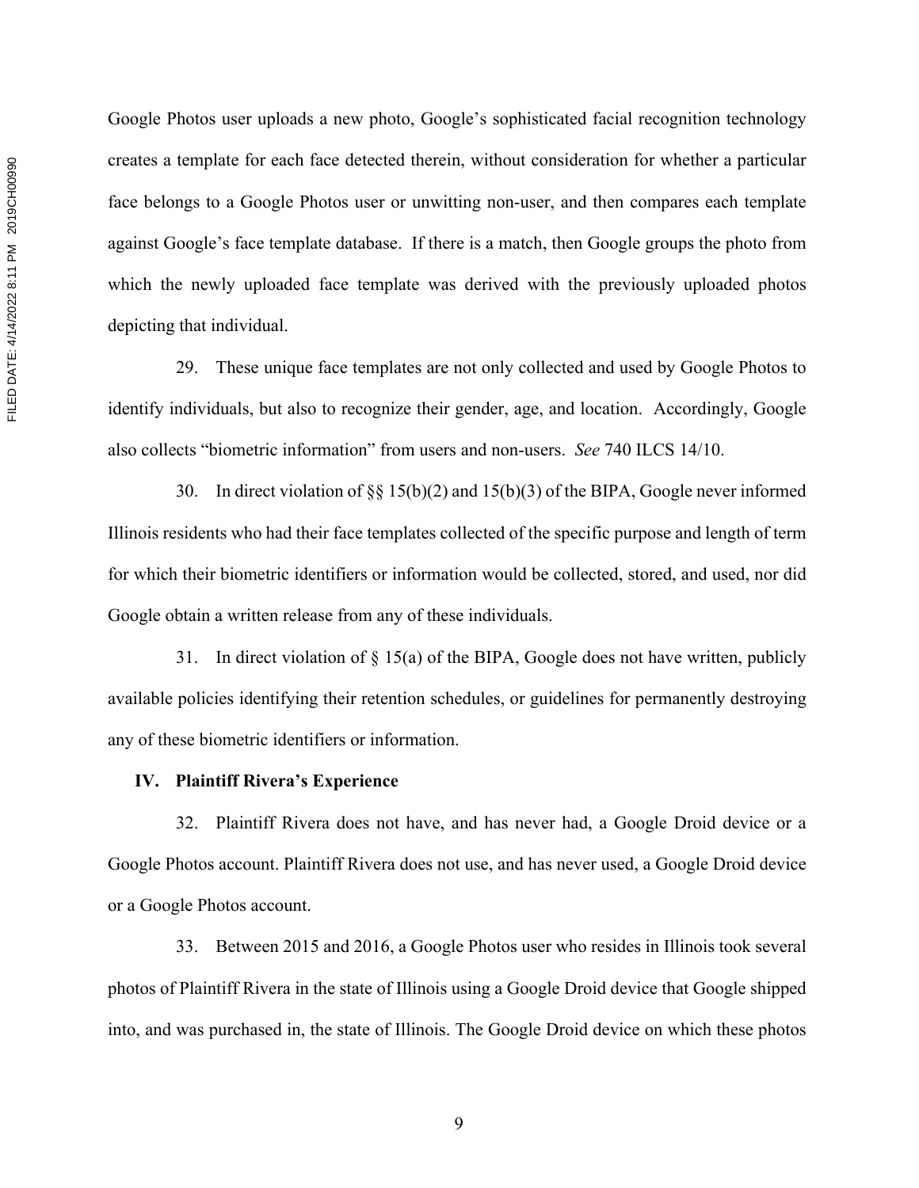Google Photos user uploads a new photo, Google's sophisticated facial recognition technology creates a template for each face detected therein, without consideration for whether a particular face belongs to a Google Photos user or unwitting non-user, and then compares each template against Google's face template database. If there is a match, then Google groups the photo from which the newly uploaded face template was derived with the previously uploaded photos depicting that individual.

29. These unique face templates are not only collected and used by Google Photos to identify individuals, but also to recognize their gender, age, and location. Accordingly, Google also collects "biometric information" from users and non-users. *See* 740 ILCS 14/10.

30. In direct violation of §§ 15(b)(2) and 15(b)(3) of the BIPA, Google never informed Illinois residents who had their face templates collected of the specific purpose and length of term for which their biometric identifiers or information would be collected, stored, and used, nor did Google obtain a written release from any of these individuals.

31. In direct violation of § 15(a) of the BIPA, Google does not have written, publicly available policies identifying their retention schedules, or guidelines for permanently destroying any of these biometric identifiers or information.

## IV. Plaintiff Rivera's Experience

32. Plaintiff Rivera does not have, and has never had, a Google Droid device or a Google Photos account. Plaintiff Rivera does not use, and has never used, a Google Droid device or a Google Photos account.

33. Between 2015 and 2016, a Google Photos user who resides in Illinois took several photos of Plaintiff Rivera in the state of Illinois using a Google Droid device that Google shipped into, and was purchased in, the state of Illinois. The Google Droid device on which these photos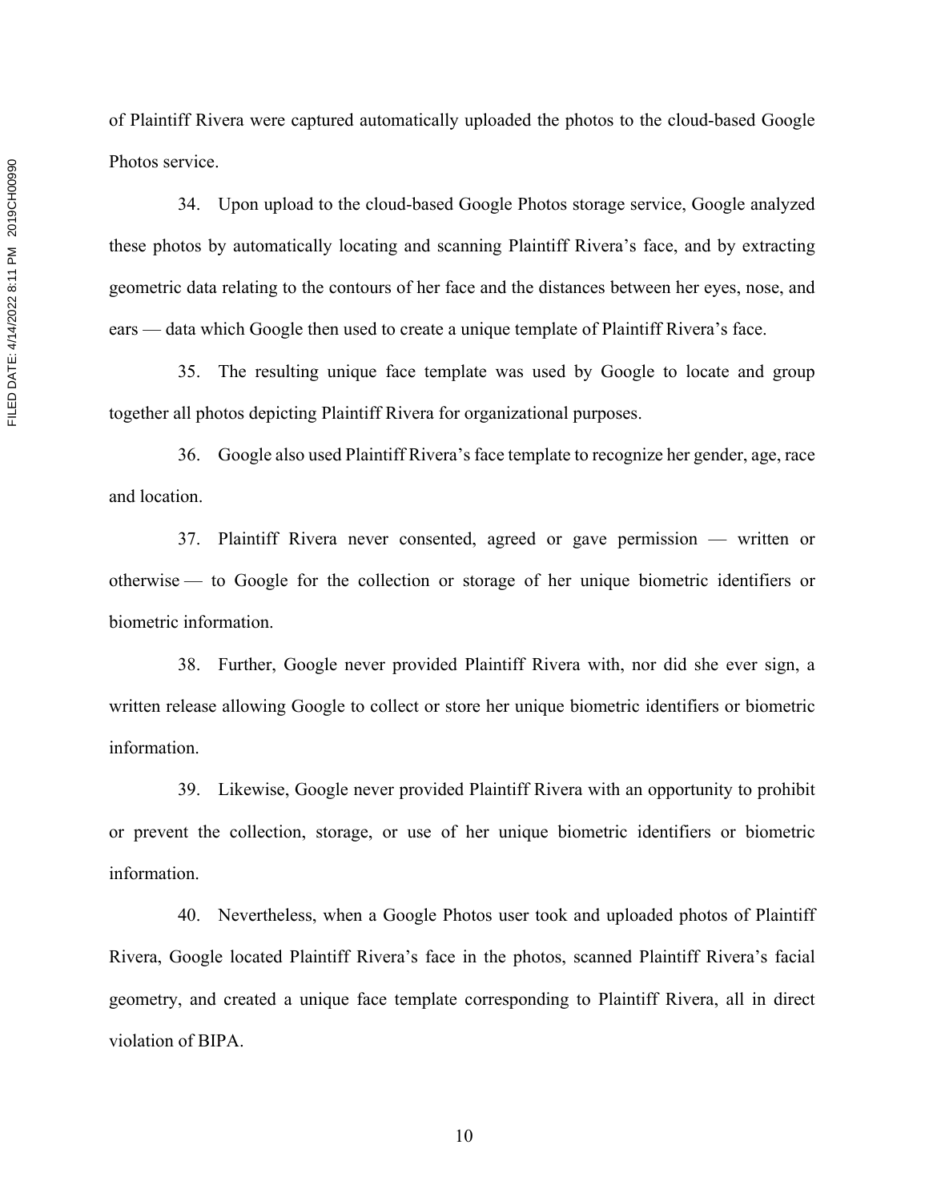of Plaintiff Rivera were captured automatically uploaded the photos to the cloud-based Google Photos service.

34. Upon upload to the cloud-based Google Photos storage service, Google analyzed these photos by automatically locating and scanning Plaintiff Rivera's face, and by extracting geometric data relating to the contours of her face and the distances between her eyes, nose, and ears — data which Google then used to create a unique template of Plaintiff Rivera's face.

35. The resulting unique face template was used by Google to locate and group together all photos depicting Plaintiff Rivera for organizational purposes.

36. Google also used Plaintiff Rivera's face template to recognize her gender, age, race and location.

37. Plaintiff Rivera never consented, agreed or gave permission — written or otherwise — to Google for the collection or storage of her unique biometric identifiers or biometric information.

38. Further, Google never provided Plaintiff Rivera with, nor did she ever sign, a written release allowing Google to collect or store her unique biometric identifiers or biometric information.

39. Likewise, Google never provided Plaintiff Rivera with an opportunity to prohibit or prevent the collection, storage, or use of her unique biometric identifiers or biometric information.

40. Nevertheless, when a Google Photos user took and uploaded photos of Plaintiff Rivera, Google located Plaintiff Rivera's face in the photos, scanned Plaintiff Rivera's facial geometry, and created a unique face template corresponding to Plaintiff Rivera, all in direct violation of BIPA.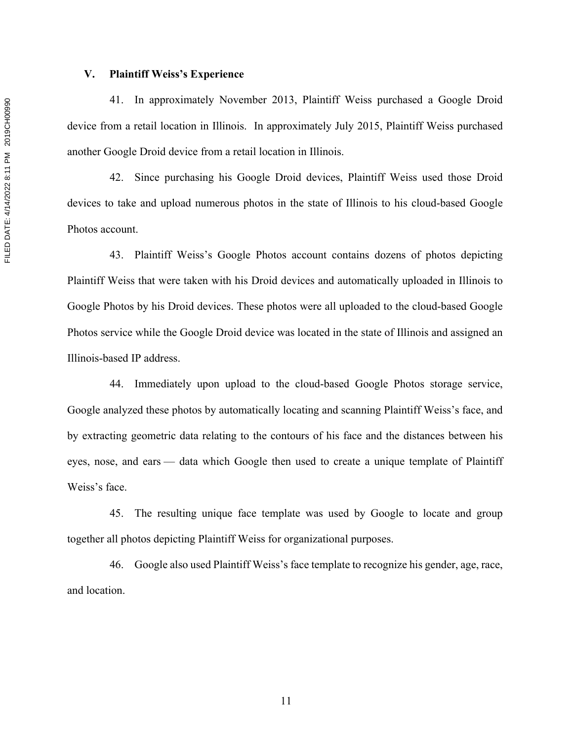## V. Plaintiff Weiss's Experience

41. In approximately November 2013, Plaintiff Weiss purchased a Google Droid device from a retail location in Illinois. In approximately July 2015, Plaintiff Weiss purchased another Google Droid device from a retail location in Illinois.

42. Since purchasing his Google Droid devices, Plaintiff Weiss used those Droid devices to take and upload numerous photos in the state of Illinois to his cloud-based Google Photos account.

43. Plaintiff Weiss's Google Photos account contains dozens of photos depicting Plaintiff Weiss that were taken with his Droid devices and automatically uploaded in Illinois to Google Photos by his Droid devices. These photos were all uploaded to the cloud-based Google Photos service while the Google Droid device was located in the state of Illinois and assigned an Illinois-based IP address.

44. Immediately upon upload to the cloud-based Google Photos storage service, Google analyzed these photos by automatically locating and scanning Plaintiff Weiss's face, and by extracting geometric data relating to the contours of his face and the distances between his eyes, nose, and ears — data which Google then used to create a unique template of Plaintiff Weiss's face.

45. The resulting unique face template was used by Google to locate and group together all photos depicting Plaintiff Weiss for organizational purposes.

46. Google also used Plaintiff Weiss's face template to recognize his gender, age, race, and location.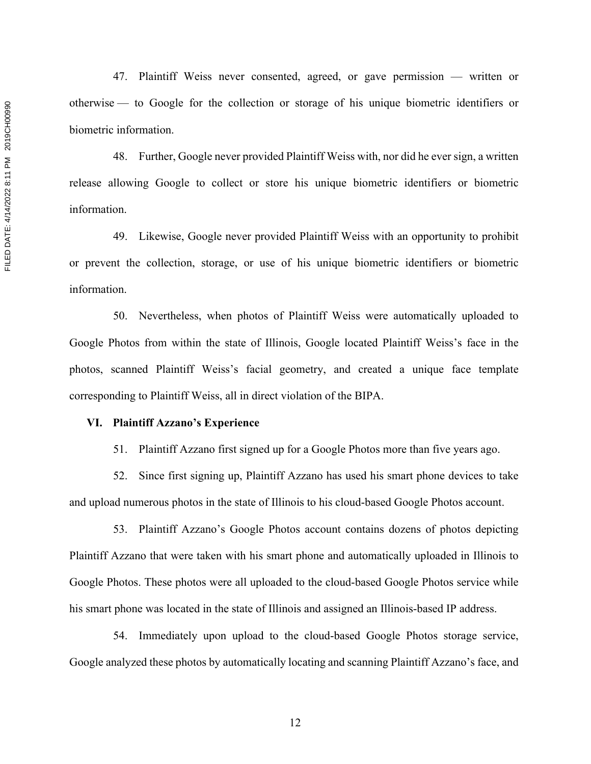47. Plaintiff Weiss never consented, agreed, or gave permission — written or otherwise — to Google for the collection or storage of his unique biometric identifiers or biometric information.

48. Further, Google never provided Plaintiff Weiss with, nor did he ever sign, a written release allowing Google to collect or store his unique biometric identifiers or biometric information.

49. Likewise, Google never provided Plaintiff Weiss with an opportunity to prohibit or prevent the collection, storage, or use of his unique biometric identifiers or biometric information.

50. Nevertheless, when photos of Plaintiff Weiss were automatically uploaded to Google Photos from within the state of Illinois, Google located Plaintiff Weiss's face in the photos, scanned Plaintiff Weiss's facial geometry, and created a unique face template corresponding to Plaintiff Weiss, all in direct violation of the BIPA.

## VI. Plaintiff Azzano's Experience

51. Plaintiff Azzano first signed up for a Google Photos more than five years ago.

52. Since first signing up, Plaintiff Azzano has used his smart phone devices to take and upload numerous photos in the state of Illinois to his cloud-based Google Photos account.

53. Plaintiff Azzano's Google Photos account contains dozens of photos depicting Plaintiff Azzano that were taken with his smart phone and automatically uploaded in Illinois to Google Photos. These photos were all uploaded to the cloud-based Google Photos service while his smart phone was located in the state of Illinois and assigned an Illinois-based IP address.

54. Immediately upon upload to the cloud-based Google Photos storage service, Google analyzed these photos by automatically locating and scanning Plaintiff Azzano's face, and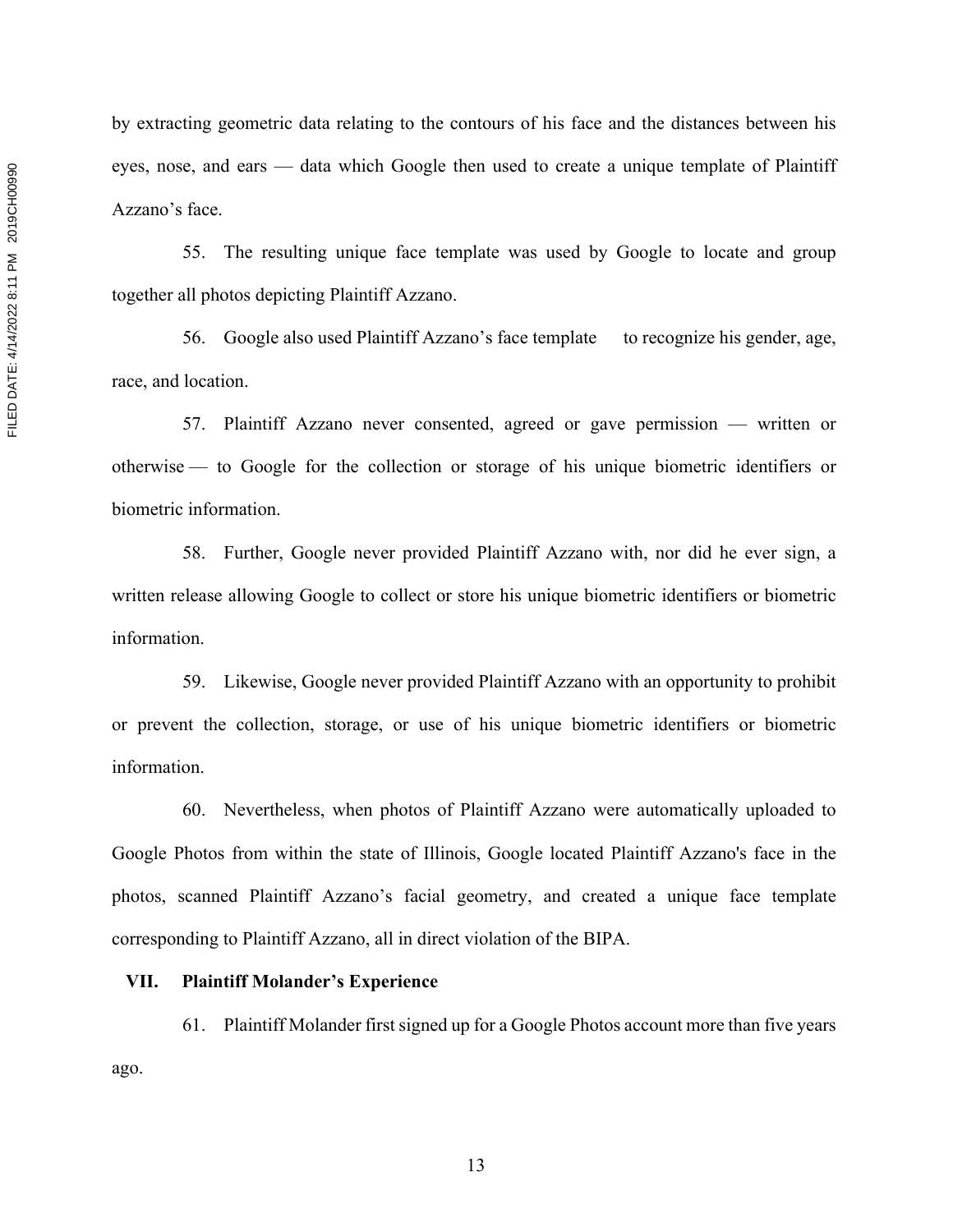by extracting geometric data relating to the contours of his face and the distances between his eyes, nose, and ears — data which Google then used to create a unique template of Plaintiff Azzano's face.

55. The resulting unique face template was used by Google to locate and group together all photos depicting Plaintiff Azzano.

56. Google also used Plaintiff Azzano's face template to recognize his gender, age, race, and location.

57. Plaintiff Azzano never consented, agreed or gave permission — written or otherwise — to Google for the collection or storage of his unique biometric identifiers or biometric information.

58. Further, Google never provided Plaintiff Azzano with, nor did he ever sign, a written release allowing Google to collect or store his unique biometric identifiers or biometric information.

59. Likewise, Google never provided Plaintiff Azzano with an opportunity to prohibit or prevent the collection, storage, or use of his unique biometric identifiers or biometric information.

60. Nevertheless, when photos of Plaintiff Azzano were automatically uploaded to Google Photos from within the state of Illinois, Google located Plaintiff Azzano's face in the photos, scanned Plaintiff Azzano's facial geometry, and created a unique face template corresponding to Plaintiff Azzano, all in direct violation of the BIPA.

## VII. Plaintiff Molander's Experience

61. Plaintiff Molander first signed up for a Google Photos account more than five years ago.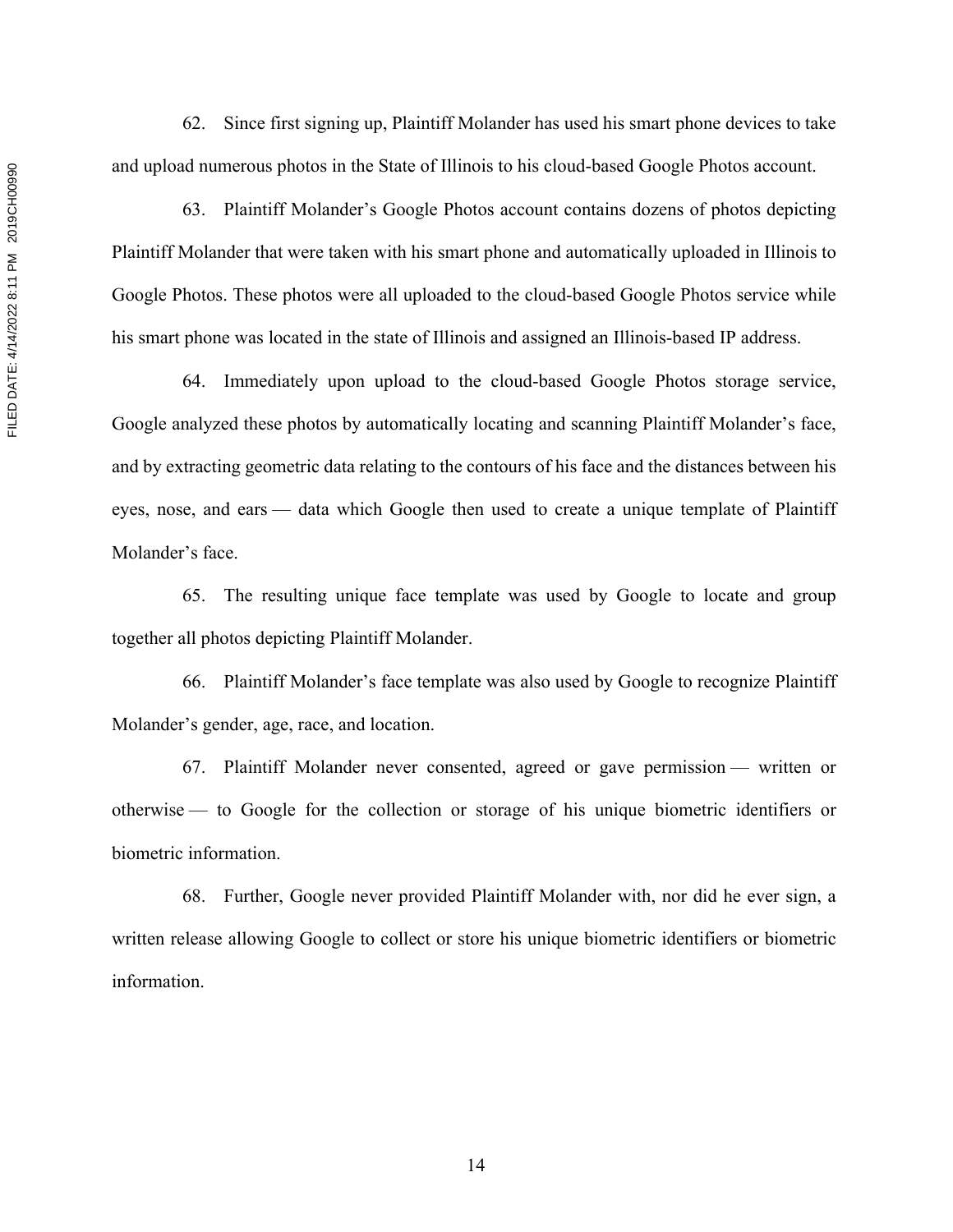62. Since first signing up, Plaintiff Molander has used his smart phone devices to take and upload numerous photos in the State of Illinois to his cloud-based Google Photos account.

63. Plaintiff Molander's Google Photos account contains dozens of photos depicting Plaintiff Molander that were taken with his smart phone and automatically uploaded in Illinois to Google Photos. These photos were all uploaded to the cloud-based Google Photos service while his smart phone was located in the state of Illinois and assigned an Illinois-based IP address.

64. Immediately upon upload to the cloud-based Google Photos storage service, Google analyzed these photos by automatically locating and scanning Plaintiff Molander's face, and by extracting geometric data relating to the contours of his face and the distances between his eyes, nose, and ears — data which Google then used to create a unique template of Plaintiff Molander's face.

65. The resulting unique face template was used by Google to locate and group together all photos depicting Plaintiff Molander.

66. Plaintiff Molander's face template was also used by Google to recognize Plaintiff Molander's gender, age, race, and location.

67. Plaintiff Molander never consented, agreed or gave permission — written or otherwise — to Google for the collection or storage of his unique biometric identifiers or biometric information.

68. Further, Google never provided Plaintiff Molander with, nor did he ever sign, a written release allowing Google to collect or store his unique biometric identifiers or biometric information.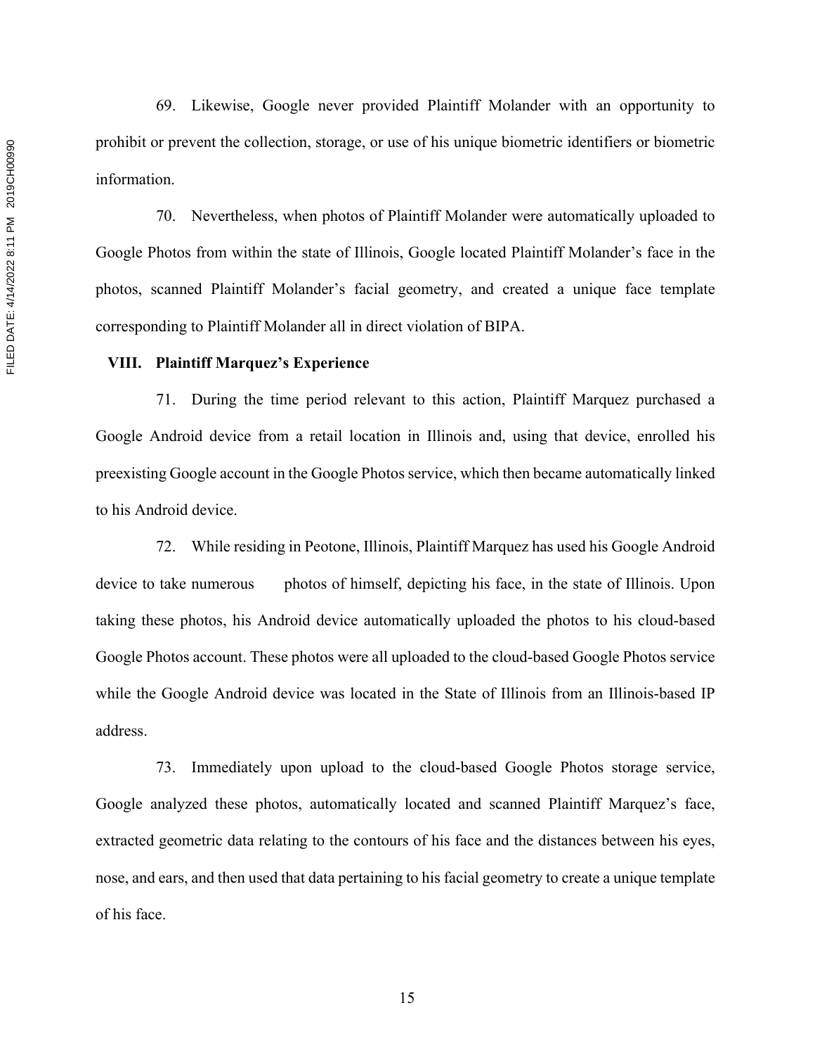69. Likewise, Google never provided Plaintiff Molander with an opportunity to prohibit or prevent the collection, storage, or use of his unique biometric identifiers or biometric information.

70. Nevertheless, when photos of Plaintiff Molander were automatically uploaded to Google Photos from within the state of Illinois, Google located Plaintiff Molander's face in the photos, scanned Plaintiff Molander's facial geometry, and created a unique face template corresponding to Plaintiff Molander all in direct violation of BIPA.

## VIII. Plaintiff Marquez's Experience

71. During the time period relevant to this action, Plaintiff Marquez purchased a Google Android device from a retail location in Illinois and, using that device, enrolled his preexisting Google account in the Google Photos service, which then became automatically linked to his Android device.

72. While residing in Peotone, Illinois, Plaintiff Marquez has used his Google Android device to take numerous photos of himself, depicting his face, in the state of Illinois. Upon taking these photos, his Android device automatically uploaded the photos to his cloud-based Google Photos account. These photos were all uploaded to the cloud-based Google Photos service while the Google Android device was located in the State of Illinois from an Illinois-based IP address.

73. Immediately upon upload to the cloud-based Google Photos storage service, Google analyzed these photos, automatically located and scanned Plaintiff Marquez's face, extracted geometric data relating to the contours of his face and the distances between his eyes, nose, and ears, and then used that data pertaining to his facial geometry to create a unique template of his face.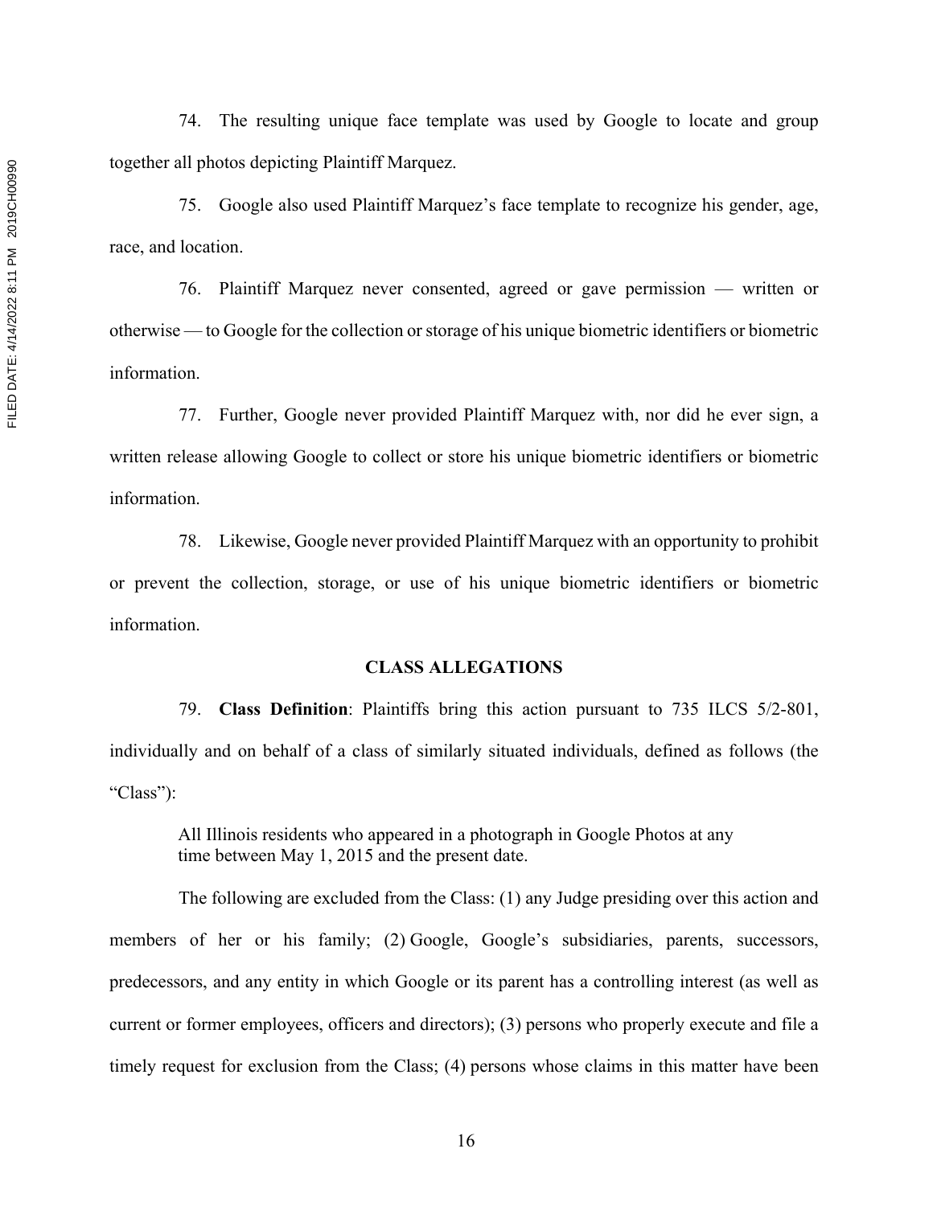74. The resulting unique face template was used by Google to locate and group together all photos depicting Plaintiff Marquez.

75. Google also used Plaintiff Marquez's face template to recognize his gender, age, race, and location.

76. Plaintiff Marquez never consented, agreed or gave permission — written or otherwise — to Google for the collection or storage of his unique biometric identifiers or biometric information.

77. Further, Google never provided Plaintiff Marquez with, nor did he ever sign, a written release allowing Google to collect or store his unique biometric identifiers or biometric information.

78. Likewise, Google never provided Plaintiff Marquez with an opportunity to prohibit or prevent the collection, storage, or use of his unique biometric identifiers or biometric information.

## CLASS ALLEGATIONS

79. **Class Definition**: Plaintiffs bring this action pursuant to 735 ILCS 5/2-801, individually and on behalf of a class of similarly situated individuals, defined as follows (the "Class"):

> All Illinois residents who appeared in a photograph in Google Photos at any time between May 1, 2015 and the present date.

The following are excluded from the Class: (1) any Judge presiding over this action and members of her or his family; (2) Google, Google's subsidiaries, parents, successors, predecessors, and any entity in which Google or its parent has a controlling interest (as well as current or former employees, officers and directors); (3) persons who properly execute and file a timely request for exclusion from the Class; (4) persons whose claims in this matter have been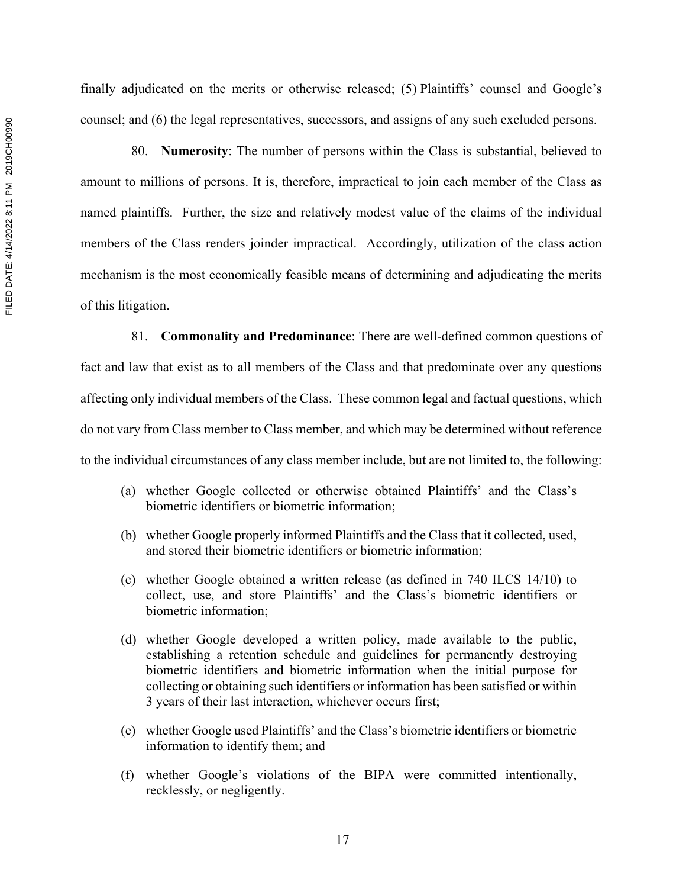finally adjudicated on the merits or otherwise released; (5) Plaintiffs' counsel and Google's counsel; and (6) the legal representatives, successors, and assigns of any such excluded persons.

80. **Numerosity**: The number of persons within the Class is substantial, believed to amount to millions of persons. It is, therefore, impractical to join each member of the Class as named plaintiffs. Further, the size and relatively modest value of the claims of the individual members of the Class renders joinder impractical. Accordingly, utilization of the class action mechanism is the most economically feasible means of determining and adjudicating the merits of this litigation.

81. **Commonality and Predominance**: There are well-defined common questions of fact and law that exist as to all members of the Class and that predominate over any questions affecting only individual members of the Class. These common legal and factual questions, which do not vary from Class member to Class member, and which may be determined without reference to the individual circumstances of any class member include, but are not limited to, the following:

(a) whether Google collected or otherwise obtained Plaintiffs' and the Class's biometric identifiers or biometric information;

(b) whether Google properly informed Plaintiffs and the Class that it collected, used, and stored their biometric identifiers or biometric information;

(c) whether Google obtained a written release (as defined in 740 ILCS 14/10) to collect, use, and store Plaintiffs' and the Class's biometric identifiers or biometric information;

(d) whether Google developed a written policy, made available to the public, establishing a retention schedule and guidelines for permanently destroying biometric identifiers and biometric information when the initial purpose for collecting or obtaining such identifiers or information has been satisfied or within 3 years of their last interaction, whichever occurs first;

(e) whether Google used Plaintiffs' and the Class's biometric identifiers or biometric information to identify them; and

(f) whether Google's violations of the BIPA were committed intentionally, recklessly, or negligently.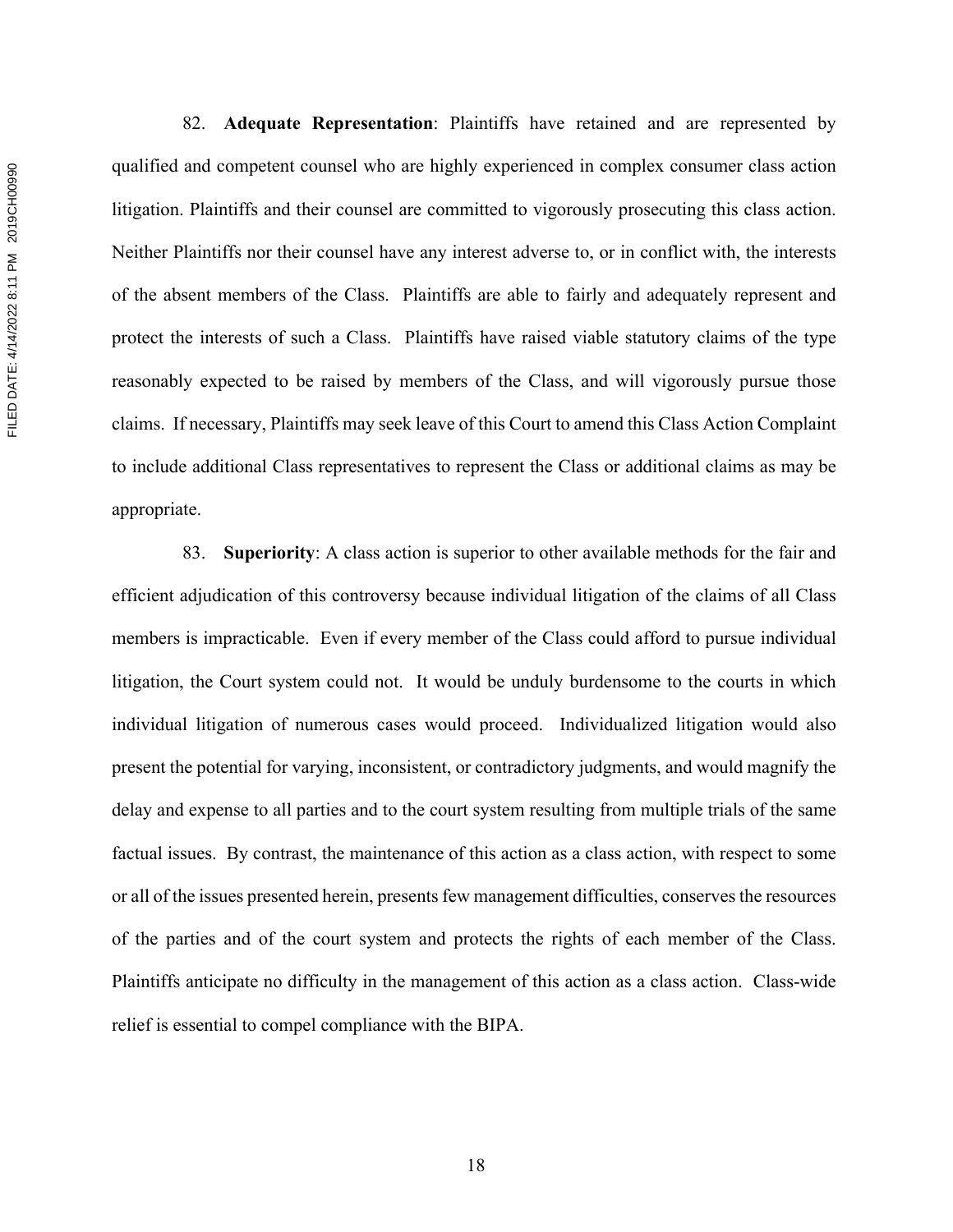82. **Adequate Representation**: Plaintiffs have retained and are represented by qualified and competent counsel who are highly experienced in complex consumer class action litigation. Plaintiffs and their counsel are committed to vigorously prosecuting this class action. Neither Plaintiffs nor their counsel have any interest adverse to, or in conflict with, the interests of the absent members of the Class. Plaintiffs are able to fairly and adequately represent and protect the interests of such a Class. Plaintiffs have raised viable statutory claims of the type reasonably expected to be raised by members of the Class, and will vigorously pursue those claims. If necessary, Plaintiffs may seek leave of this Court to amend this Class Action Complaint to include additional Class representatives to represent the Class or additional claims as may be appropriate.

83. **Superiority**: A class action is superior to other available methods for the fair and efficient adjudication of this controversy because individual litigation of the claims of all Class members is impracticable. Even if every member of the Class could afford to pursue individual litigation, the Court system could not. It would be unduly burdensome to the courts in which individual litigation of numerous cases would proceed. Individualized litigation would also present the potential for varying, inconsistent, or contradictory judgments, and would magnify the delay and expense to all parties and to the court system resulting from multiple trials of the same factual issues. By contrast, the maintenance of this action as a class action, with respect to some or all of the issues presented herein, presents few management difficulties, conserves the resources of the parties and of the court system and protects the rights of each member of the Class. Plaintiffs anticipate no difficulty in the management of this action as a class action. Class-wide relief is essential to compel compliance with the BIPA.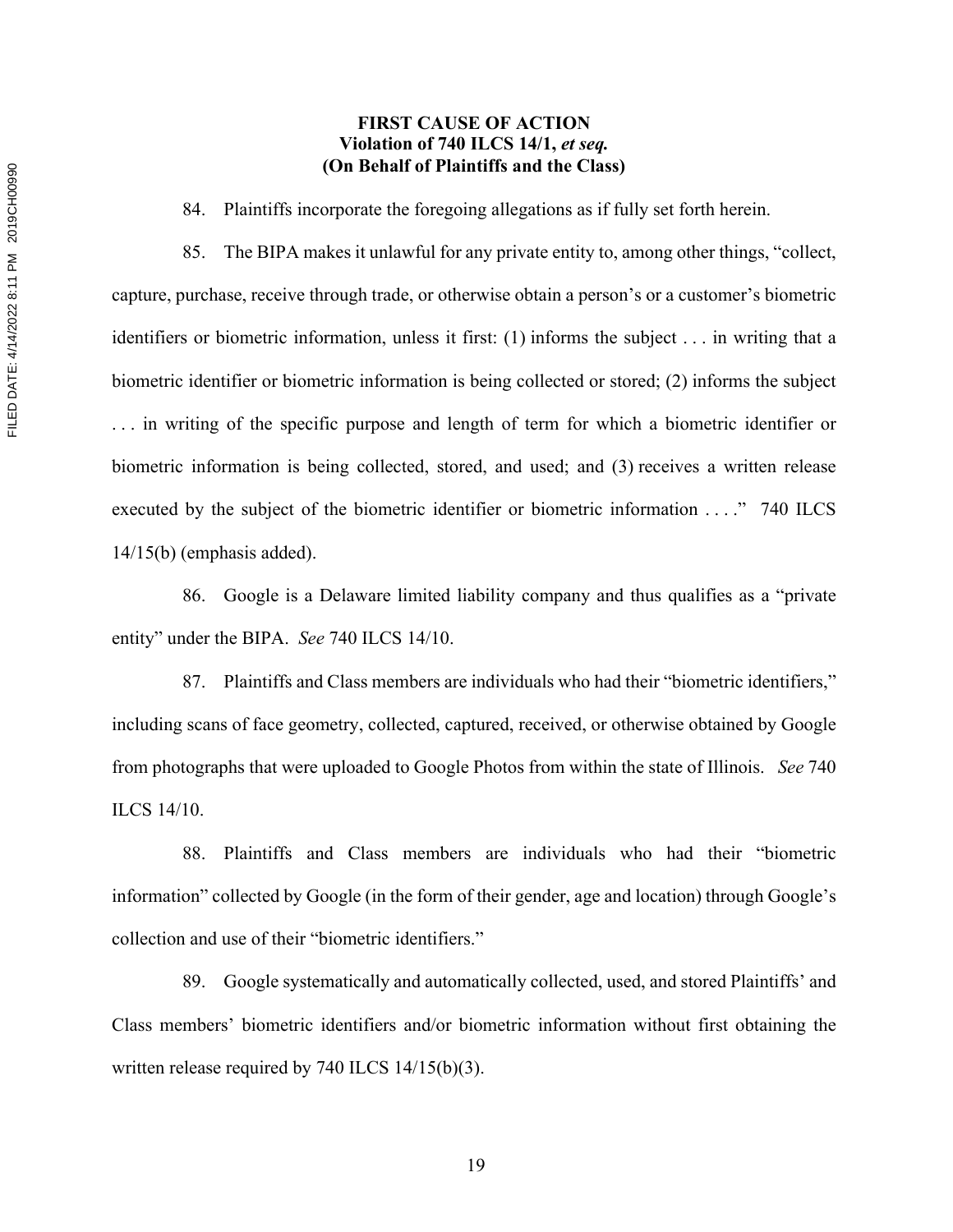**FIRST CAUSE OF ACTION**
**Violation of 740 ILCS 14/1, *et seq.***
**(On Behalf of Plaintiffs and the Class)**

84. Plaintiffs incorporate the foregoing allegations as if fully set forth herein.

85. The BIPA makes it unlawful for any private entity to, among other things, "collect, capture, purchase, receive through trade, or otherwise obtain a person's or a customer's biometric identifiers or biometric information, unless it first: (1) informs the subject . . . in writing that a biometric identifier or biometric information is being collected or stored; (2) informs the subject . . . in writing of the specific purpose and length of term for which a biometric identifier or biometric information is being collected, stored, and used; and (3) receives a written release executed by the subject of the biometric identifier or biometric information . . . ." 740 ILCS 14/15(b) (emphasis added).

86. Google is a Delaware limited liability company and thus qualifies as a "private entity" under the BIPA. *See* 740 ILCS 14/10.

87. Plaintiffs and Class members are individuals who had their "biometric identifiers," including scans of face geometry, collected, captured, received, or otherwise obtained by Google from photographs that were uploaded to Google Photos from within the state of Illinois. *See* 740 ILCS 14/10.

88. Plaintiffs and Class members are individuals who had their "biometric information" collected by Google (in the form of their gender, age and location) through Google's collection and use of their "biometric identifiers."

89. Google systematically and automatically collected, used, and stored Plaintiffs' and Class members' biometric identifiers and/or biometric information without first obtaining the written release required by 740 ILCS 14/15(b)(3).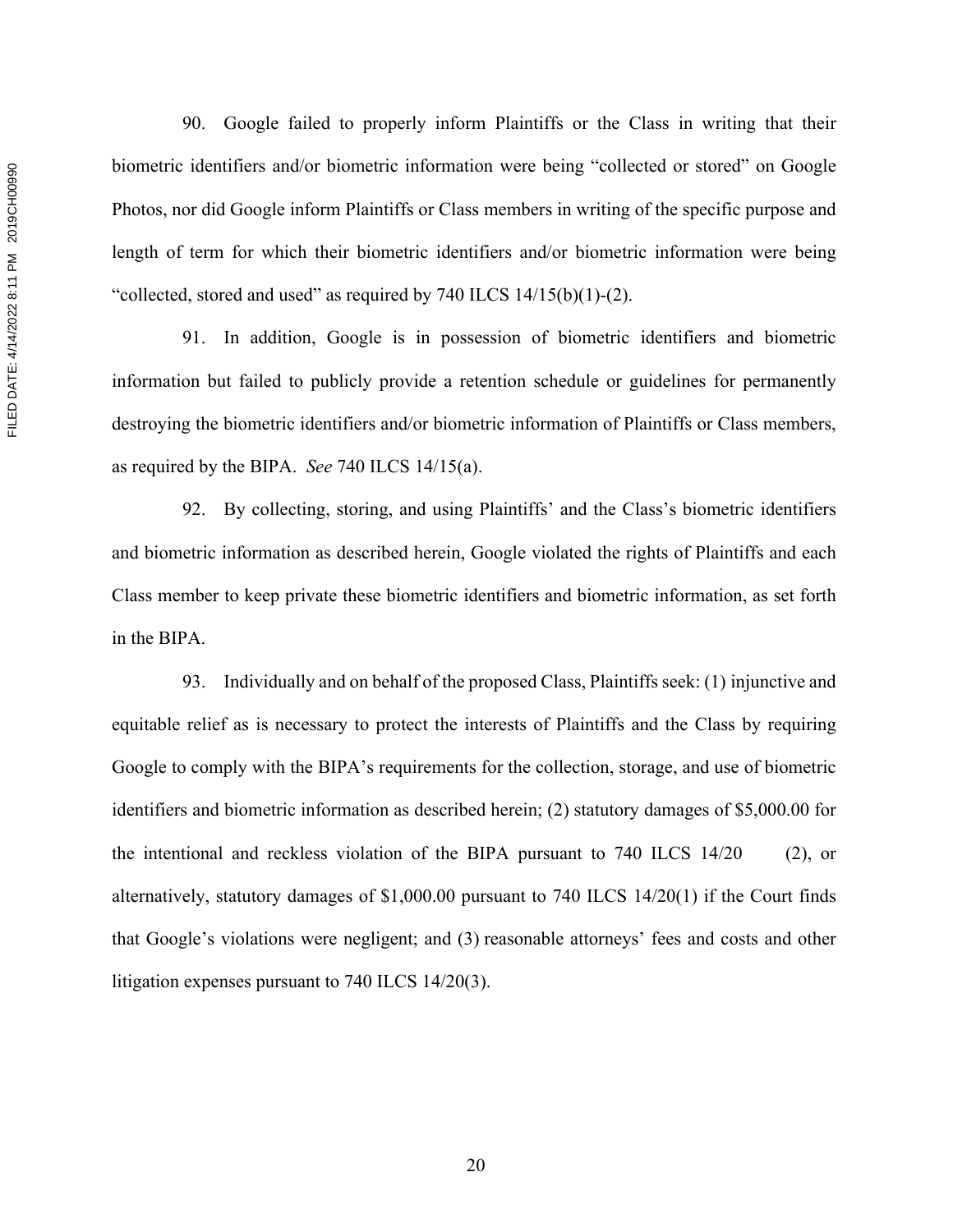90. Google failed to properly inform Plaintiffs or the Class in writing that their biometric identifiers and/or biometric information were being "collected or stored" on Google Photos, nor did Google inform Plaintiffs or Class members in writing of the specific purpose and length of term for which their biometric identifiers and/or biometric information were being "collected, stored and used" as required by 740 ILCS 14/15(b)(1)-(2).

91. In addition, Google is in possession of biometric identifiers and biometric information but failed to publicly provide a retention schedule or guidelines for permanently destroying the biometric identifiers and/or biometric information of Plaintiffs or Class members, as required by the BIPA. *See* 740 ILCS 14/15(a).

92. By collecting, storing, and using Plaintiffs' and the Class's biometric identifiers and biometric information as described herein, Google violated the rights of Plaintiffs and each Class member to keep private these biometric identifiers and biometric information, as set forth in the BIPA.

93. Individually and on behalf of the proposed Class, Plaintiffs seek: (1) injunctive and equitable relief as is necessary to protect the interests of Plaintiffs and the Class by requiring Google to comply with the BIPA's requirements for the collection, storage, and use of biometric identifiers and biometric information as described herein; (2) statutory damages of $5,000.00 for the intentional and reckless violation of the BIPA pursuant to 740 ILCS 14/20 (2), or alternatively, statutory damages of $1,000.00 pursuant to 740 ILCS 14/20(1) if the Court finds that Google's violations were negligent; and (3) reasonable attorneys' fees and costs and other litigation expenses pursuant to 740 ILCS 14/20(3).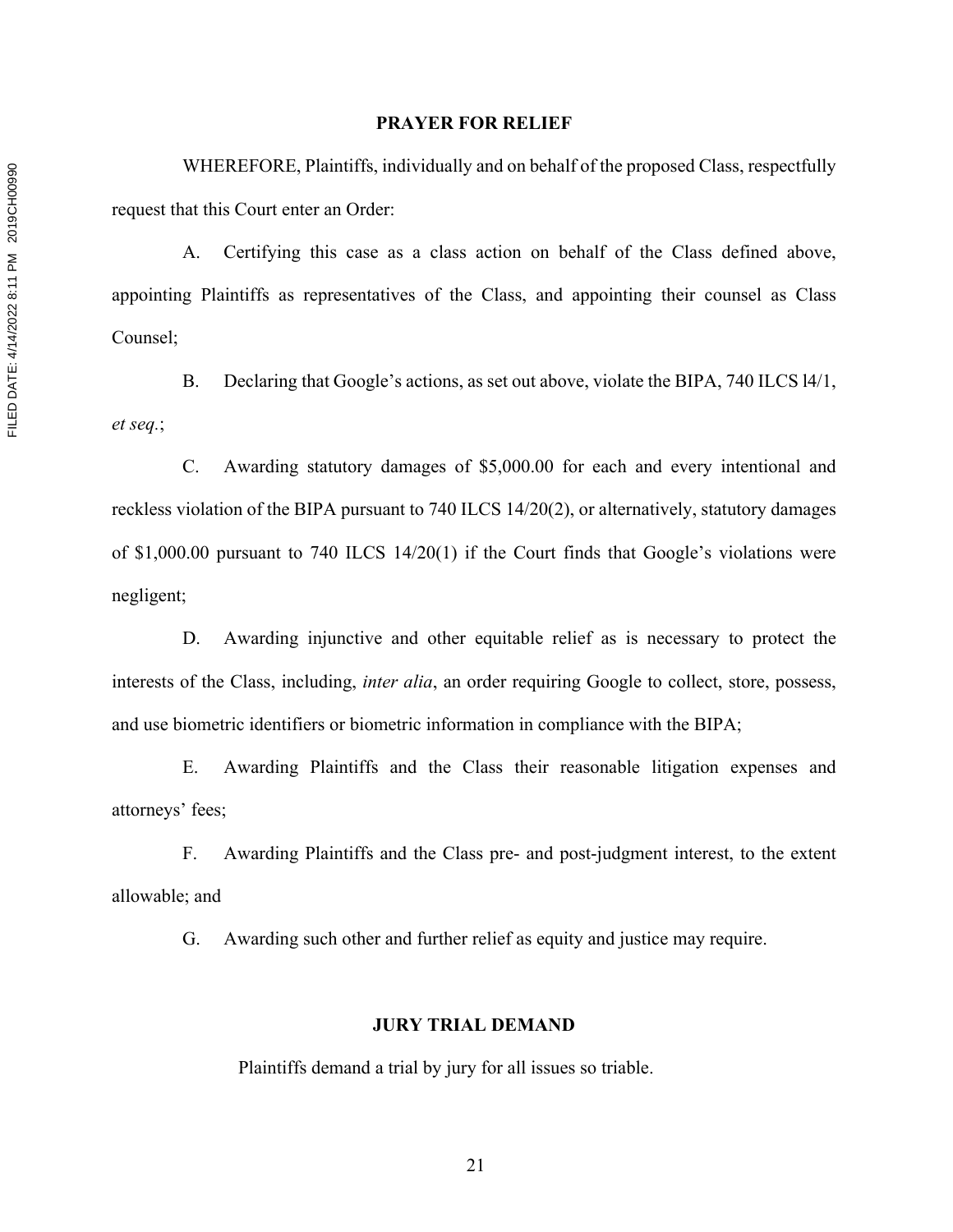## PRAYER FOR RELIEF

WHEREFORE, Plaintiffs, individually and on behalf of the proposed Class, respectfully request that this Court enter an Order:

A. Certifying this case as a class action on behalf of the Class defined above, appointing Plaintiffs as representatives of the Class, and appointing their counsel as Class Counsel;

B. Declaring that Google's actions, as set out above, violate the BIPA, 740 ILCS l4/1, *et seq.*;

C. Awarding statutory damages of $5,000.00 for each and every intentional and reckless violation of the BIPA pursuant to 740 ILCS 14/20(2), or alternatively, statutory damages of $1,000.00 pursuant to 740 ILCS 14/20(1) if the Court finds that Google's violations were negligent;

D. Awarding injunctive and other equitable relief as is necessary to protect the interests of the Class, including, *inter alia*, an order requiring Google to collect, store, possess, and use biometric identifiers or biometric information in compliance with the BIPA;

E. Awarding Plaintiffs and the Class their reasonable litigation expenses and attorneys' fees;

F. Awarding Plaintiffs and the Class pre- and post-judgment interest, to the extent allowable; and

G. Awarding such other and further relief as equity and justice may require.

## JURY TRIAL DEMAND

Plaintiffs demand a trial by jury for all issues so triable.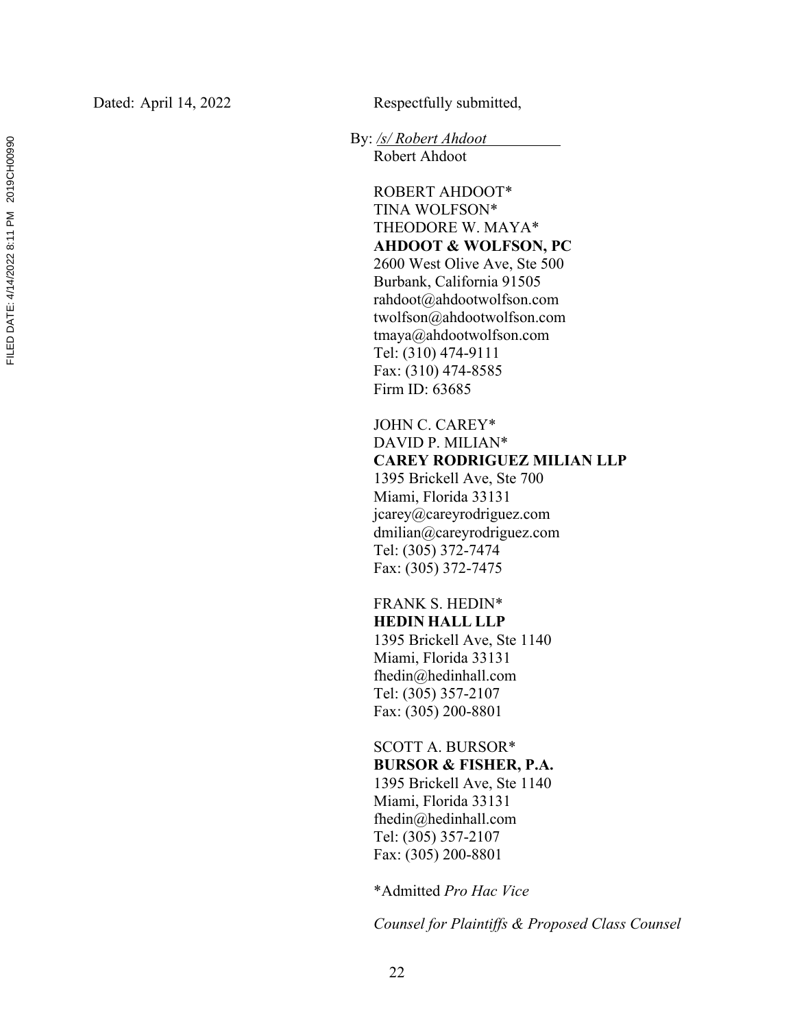Dated: April 14, 2022

Respectfully submitted,

By: */s/ Robert Ahdoot*
Robert Ahdoot

ROBERT AHDOOT*
TINA WOLFSON*
THEODORE W. MAYA*
**AHDOOT & WOLFSON, PC**
2600 West Olive Ave, Ste 500
Burbank, California 91505
rahdoot@ahdootwolfson.com
twolfson@ahdootwolfson.com
tmaya@ahdootwolfson.com
Tel: (310) 474-9111
Fax: (310) 474-8585
Firm ID: 63685

JOHN C. CAREY*
DAVID P. MILIAN*
**CAREY RODRIGUEZ MILIAN LLP**
1395 Brickell Ave, Ste 700
Miami, Florida 33131
jcarey@careyrodriguez.com
dmilian@careyrodriguez.com
Tel: (305) 372-7474
Fax: (305) 372-7475

FRANK S. HEDIN*
**HEDIN HALL LLP**
1395 Brickell Ave, Ste 1140
Miami, Florida 33131
fhedin@hedinhall.com
Tel: (305) 357-2107
Fax: (305) 200-8801

SCOTT A. BURSOR*
**BURSOR & FISHER, P.A.**
1395 Brickell Ave, Ste 1140
Miami, Florida 33131
fhedin@hedinhall.com
Tel: (305) 357-2107
Fax: (305) 200-8801

*Admitted *Pro Hac Vice*

*Counsel for Plaintiffs & Proposed Class Counsel*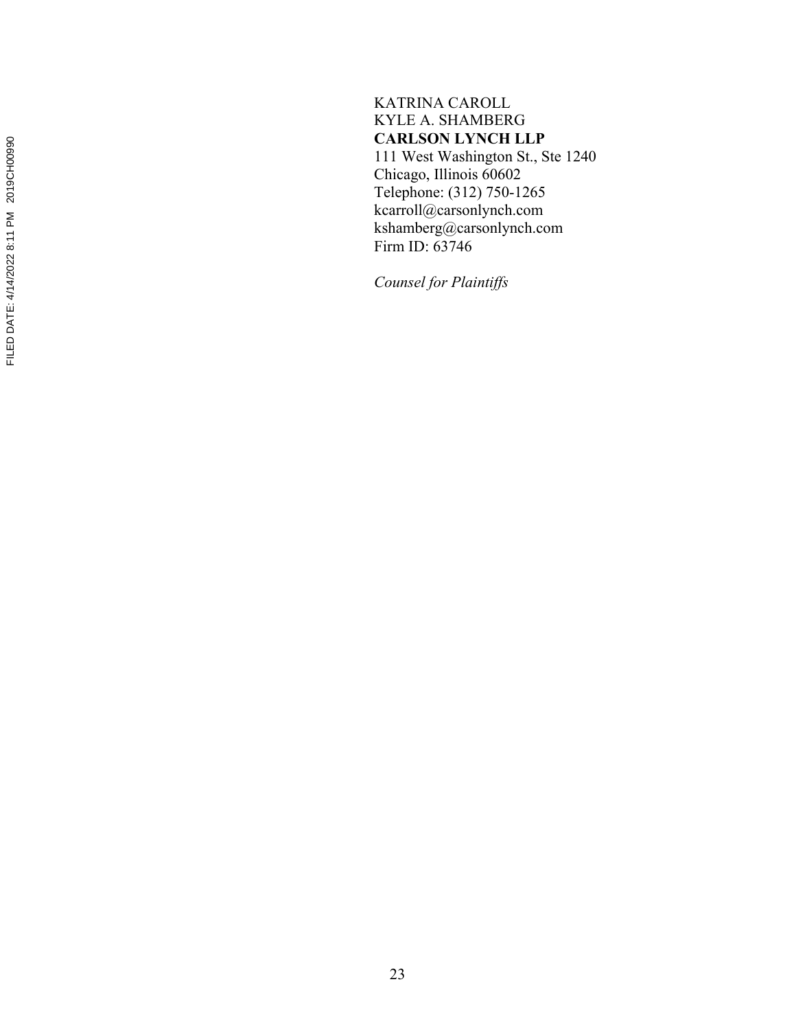KATRINA CAROLL
KYLE A. SHAMBERG
**CARLSON LYNCH LLP**
111 West Washington St., Ste 1240
Chicago, Illinois 60602
Telephone: (312) 750-1265
kcarroll@carsonlynch.com
kshamberg@carsonlynch.com
Firm ID: 63746

*Counsel for Plaintiffs*